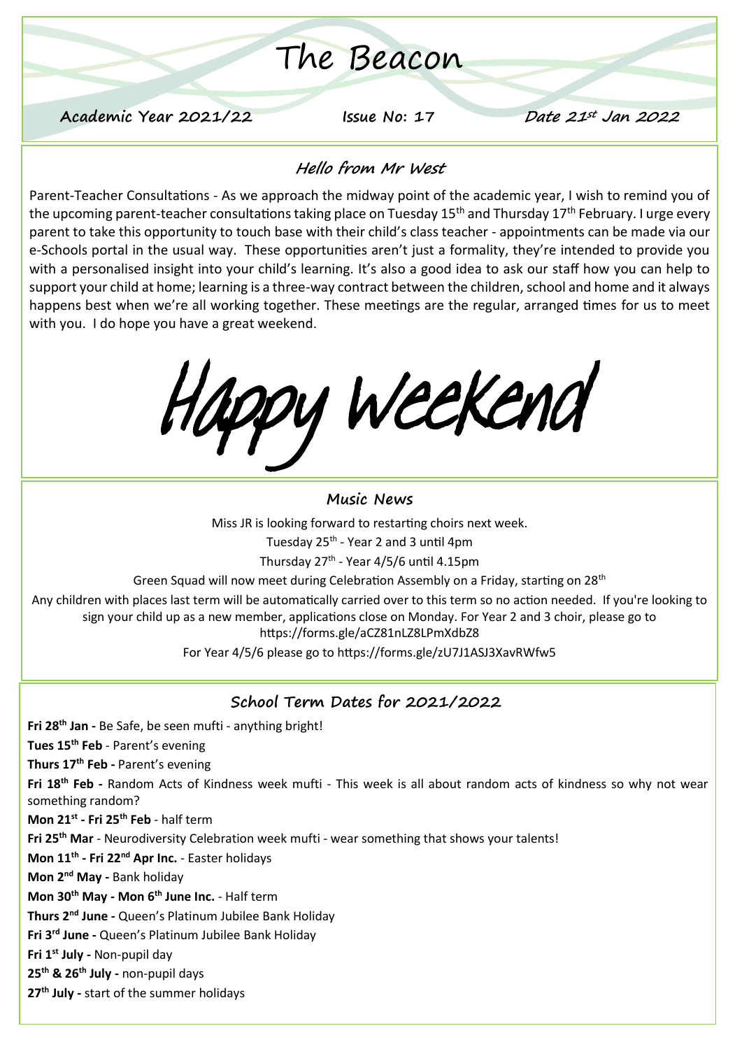# The Beacon

**Academic Year 2021/22** **Issue No: 17** ***Date 21st Jan 2022***

## Hello from Mr West

Parent-Teacher Consultations - As we approach the midway point of the academic year, I wish to remind you of the upcoming parent-teacher consultations taking place on Tuesday 15th and Thursday 17th February. I urge every parent to take this opportunity to touch base with their child's class teacher - appointments can be made via our e-Schools portal in the usual way. These opportunities aren't just a formality, they're intended to provide you with a personalised insight into your child's learning. It's also a good idea to ask our staff how you can help to support your child at home; learning is a three-way contract between the children, school and home and it always happens best when we're all working together. These meetings are the regular, arranged times for us to meet with you. I do hope you have a great weekend.

*Happy Weekend*

## Music News

Miss JR is looking forward to restarting choirs next week.

Tuesday 25th - Year 2 and 3 until 4pm

Thursday 27th - Year 4/5/6 until 4.15pm

Green Squad will now meet during Celebration Assembly on a Friday, starting on 28th

Any children with places last term will be automatically carried over to this term so no action needed. If you're looking to sign your child up as a new member, applications close on Monday. For Year 2 and 3 choir, please go to https://forms.gle/aCZ81nLZ8LPmXdbZ8

For Year 4/5/6 please go to https://forms.gle/zU7J1ASJ3XavRWfw5

## School Term Dates for 2021/2022

**Fri 28th Jan -** Be Safe, be seen mufti - anything bright!

**Tues 15th Feb** - Parent's evening

**Thurs 17th Feb -** Parent's evening

**Fri 18th Feb -** Random Acts of Kindness week mufti - This week is all about random acts of kindness so why not wear something random?

**Mon 21st - Fri 25th Feb** - half term

**Fri 25th Mar** - Neurodiversity Celebration week mufti - wear something that shows your talents!

**Mon 11th - Fri 22nd Apr Inc.** - Easter holidays

**Mon 2nd May -** Bank holiday

**Mon 30th May - Mon 6th June Inc.** - Half term

**Thurs 2nd June -** Queen's Platinum Jubilee Bank Holiday

**Fri 3rd June -** Queen's Platinum Jubilee Bank Holiday

**Fri 1st July -** Non-pupil day

**25th & 26th July -** non-pupil days

**27th July -** start of the summer holidays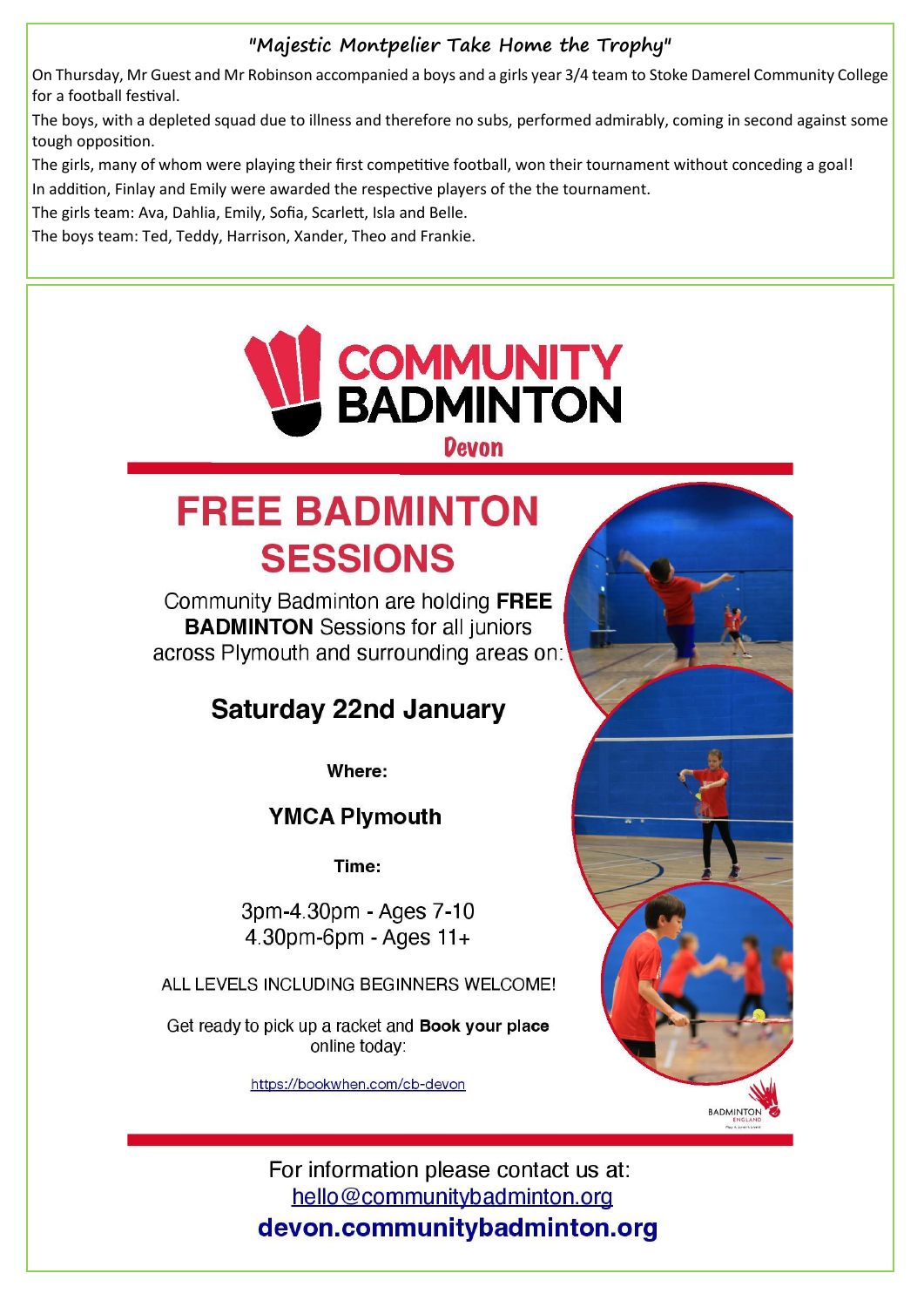### "Majestic Montpelier Take Home the Trophy"

On Thursday, Mr Guest and Mr Robinson accompanied a boys and a girls year 3/4 team to Stoke Damerel Community College for a football festival.

The boys, with a depleted squad due to illness and therefore no subs, performed admirably, coming in second against some tough opposition.

The girls, many of whom were playing their first competitive football, won their tournament without conceding a goal!

In addition, Finlay and Emily were awarded the respective players of the the tournament.

The girls team: Ava, Dahlia, Emily, Sofia, Scarlett, Isla and Belle.

The boys team: Ted, Teddy, Harrison, Xander, Theo and Frankie.

---

**COMMUNITY BADMINTON**
**Devon**

# FREE BADMINTON SESSIONS

Community Badminton are holding **FREE BADMINTON** Sessions for all juniors across Plymouth and surrounding areas on:

## Saturday 22nd January

**Where:**

**YMCA Plymouth**

**Time:**

3pm-4.30pm - Ages 7-10
4.30pm-6pm - Ages 11+

ALL LEVELS INCLUDING BEGINNERS WELCOME!

Get ready to pick up a racket and **Book your place** online today:

https://bookwhen.com/cb-devon

BADMINTON ENGLAND

For information please contact us at:
hello@communitybadminton.org

**devon.communitybadminton.org**